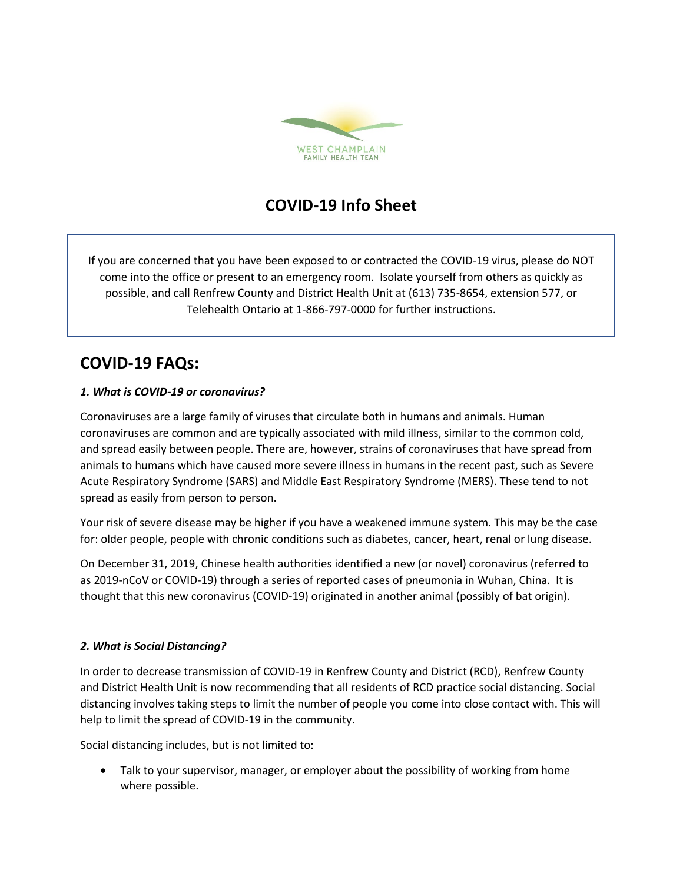WEST CHAMPLAIN
FAMILY HEALTH TEAM

# COVID-19 Info Sheet

If you are concerned that you have been exposed to or contracted the COVID-19 virus, please do NOT come into the office or present to an emergency room. Isolate yourself from others as quickly as possible, and call Renfrew County and District Health Unit at (613) 735-8654, extension 577, or Telehealth Ontario at 1-866-797-0000 for further instructions.

## COVID-19 FAQs:

### *1. What is COVID-19 or coronavirus?*

Coronaviruses are a large family of viruses that circulate both in humans and animals. Human coronaviruses are common and are typically associated with mild illness, similar to the common cold, and spread easily between people. There are, however, strains of coronaviruses that have spread from animals to humans which have caused more severe illness in humans in the recent past, such as Severe Acute Respiratory Syndrome (SARS) and Middle East Respiratory Syndrome (MERS). These tend to not spread as easily from person to person.

Your risk of severe disease may be higher if you have a weakened immune system. This may be the case for: older people, people with chronic conditions such as diabetes, cancer, heart, renal or lung disease.

On December 31, 2019, Chinese health authorities identified a new (or novel) coronavirus (referred to as 2019-nCoV or COVID-19) through a series of reported cases of pneumonia in Wuhan, China. It is thought that this new coronavirus (COVID-19) originated in another animal (possibly of bat origin).

### *2. What is Social Distancing?*

In order to decrease transmission of COVID-19 in Renfrew County and District (RCD), Renfrew County and District Health Unit is now recommending that all residents of RCD practice social distancing. Social distancing involves taking steps to limit the number of people you come into close contact with. This will help to limit the spread of COVID-19 in the community.

Social distancing includes, but is not limited to:

- Talk to your supervisor, manager, or employer about the possibility of working from home where possible.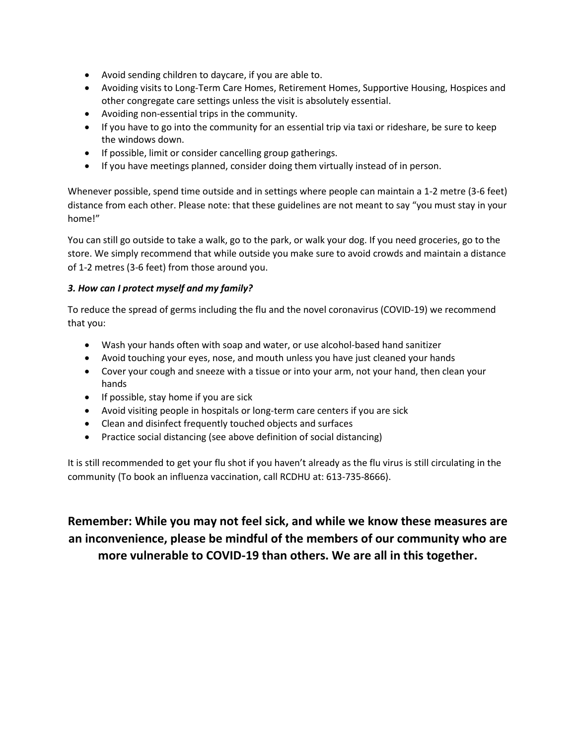- Avoid sending children to daycare, if you are able to.
- Avoiding visits to Long-Term Care Homes, Retirement Homes, Supportive Housing, Hospices and other congregate care settings unless the visit is absolutely essential.
- Avoiding non-essential trips in the community.
- If you have to go into the community for an essential trip via taxi or rideshare, be sure to keep the windows down.
- If possible, limit or consider cancelling group gatherings.
- If you have meetings planned, consider doing them virtually instead of in person.

Whenever possible, spend time outside and in settings where people can maintain a 1-2 metre (3-6 feet) distance from each other. Please note: that these guidelines are not meant to say "you must stay in your home!"

You can still go outside to take a walk, go to the park, or walk your dog. If you need groceries, go to the store. We simply recommend that while outside you make sure to avoid crowds and maintain a distance of 1-2 metres (3-6 feet) from those around you.

***3. How can I protect myself and my family?***

To reduce the spread of germs including the flu and the novel coronavirus (COVID-19) we recommend that you:

- Wash your hands often with soap and water, or use alcohol-based hand sanitizer
- Avoid touching your eyes, nose, and mouth unless you have just cleaned your hands
- Cover your cough and sneeze with a tissue or into your arm, not your hand, then clean your hands
- If possible, stay home if you are sick
- Avoid visiting people in hospitals or long-term care centers if you are sick
- Clean and disinfect frequently touched objects and surfaces
- Practice social distancing (see above definition of social distancing)

It is still recommended to get your flu shot if you haven't already as the flu virus is still circulating in the community (To book an influenza vaccination, call RCDHU at: 613-735-8666).

**Remember: While you may not feel sick, and while we know these measures are an inconvenience, please be mindful of the members of our community who are more vulnerable to COVID-19 than others. We are all in this together.**